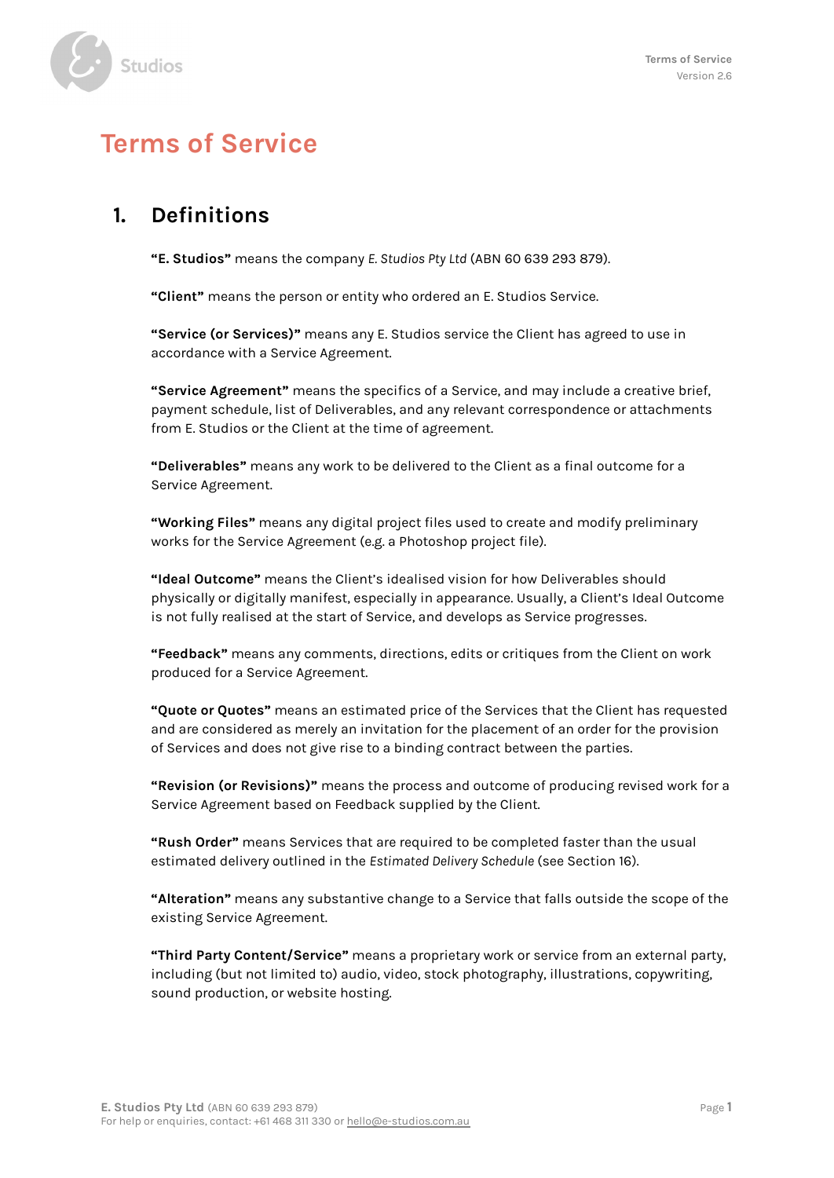# Terms of Service

## 1. Definitions

**"E. Studios"** means the company *E. Studios Pty Ltd* (ABN 60 639 293 879).

**"Client"** means the person or entity who ordered an E. Studios Service.

**"Service (or Services)"** means any E. Studios service the Client has agreed to use in accordance with a Service Agreement.

**"Service Agreement"** means the specifics of a Service, and may include a creative brief, payment schedule, list of Deliverables, and any relevant correspondence or attachments from E. Studios or the Client at the time of agreement.

**"Deliverables"** means any work to be delivered to the Client as a final outcome for a Service Agreement.

**"Working Files"** means any digital project files used to create and modify preliminary works for the Service Agreement (e.g. a Photoshop project file).

**"Ideal Outcome"** means the Client's idealised vision for how Deliverables should physically or digitally manifest, especially in appearance. Usually, a Client's Ideal Outcome is not fully realised at the start of Service, and develops as Service progresses.

**"Feedback"** means any comments, directions, edits or critiques from the Client on work produced for a Service Agreement.

**"Quote or Quotes"** means an estimated price of the Services that the Client has requested and are considered as merely an invitation for the placement of an order for the provision of Services and does not give rise to a binding contract between the parties.

**"Revision (or Revisions)"** means the process and outcome of producing revised work for a Service Agreement based on Feedback supplied by the Client.

**"Rush Order"** means Services that are required to be completed faster than the usual estimated delivery outlined in the *Estimated Delivery Schedule* (see Section 16).

**"Alteration"** means any substantive change to a Service that falls outside the scope of the existing Service Agreement.

**"Third Party Content/Service"** means a proprietary work or service from an external party, including (but not limited to) audio, video, stock photography, illustrations, copywriting, sound production, or website hosting.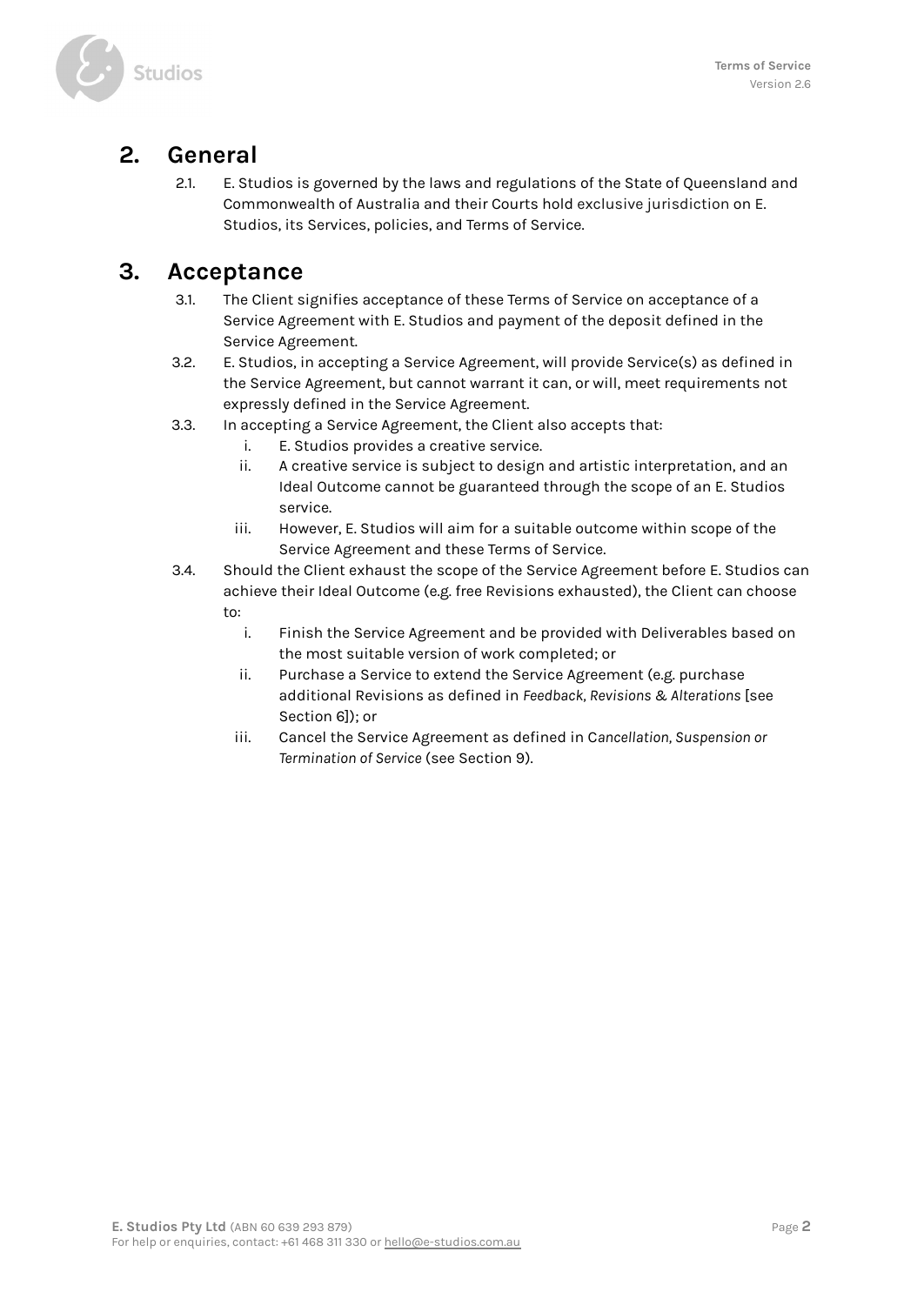## 2. General

2.1. E. Studios is governed by the laws and regulations of the State of Queensland and Commonwealth of Australia and their Courts hold exclusive jurisdiction on E. Studios, its Services, policies, and Terms of Service.

## 3. Acceptance

3.1. The Client signifies acceptance of these Terms of Service on acceptance of a Service Agreement with E. Studios and payment of the deposit defined in the Service Agreement.

3.2. E. Studios, in accepting a Service Agreement, will provide Service(s) as defined in the Service Agreement, but cannot warrant it can, or will, meet requirements not expressly defined in the Service Agreement.

3.3. In accepting a Service Agreement, the Client also accepts that:

i. E. Studios provides a creative service.

ii. A creative service is subject to design and artistic interpretation, and an Ideal Outcome cannot be guaranteed through the scope of an E. Studios service.

iii. However, E. Studios will aim for a suitable outcome within scope of the Service Agreement and these Terms of Service.

3.4. Should the Client exhaust the scope of the Service Agreement before E. Studios can achieve their Ideal Outcome (e.g. free Revisions exhausted), the Client can choose to:

i. Finish the Service Agreement and be provided with Deliverables based on the most suitable version of work completed; or

ii. Purchase a Service to extend the Service Agreement (e.g. purchase additional Revisions as defined in *Feedback, Revisions & Alterations* [see Section 6]); or

iii. Cancel the Service Agreement as defined in C*ancellation, Suspension or Termination of Service* (see Section 9).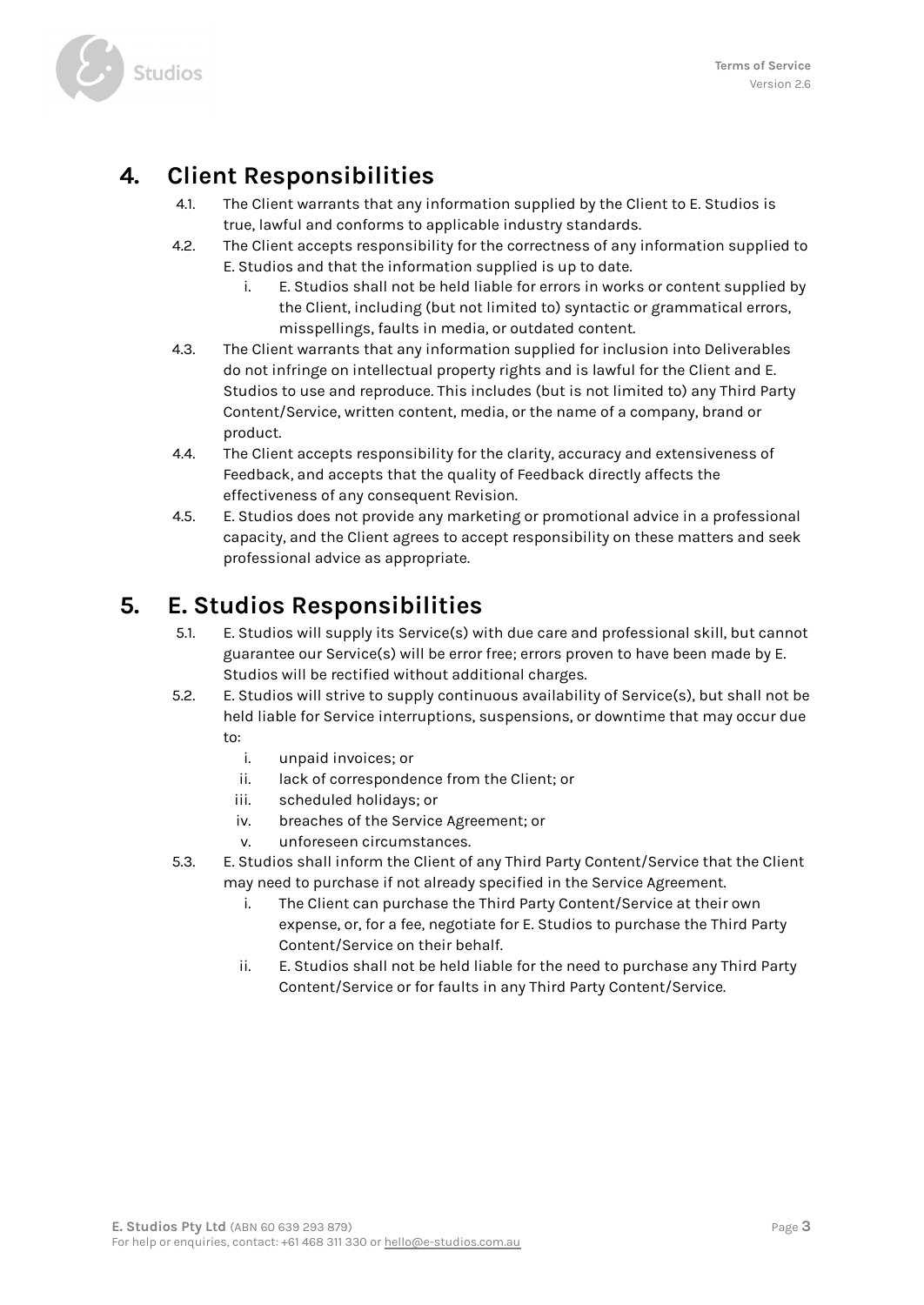## 4. Client Responsibilities

4.1. The Client warrants that any information supplied by the Client to E. Studios is true, lawful and conforms to applicable industry standards.

4.2. The Client accepts responsibility for the correctness of any information supplied to E. Studios and that the information supplied is up to date.

   i. E. Studios shall not be held liable for errors in works or content supplied by the Client, including (but not limited to) syntactic or grammatical errors, misspellings, faults in media, or outdated content.

4.3. The Client warrants that any information supplied for inclusion into Deliverables do not infringe on intellectual property rights and is lawful for the Client and E. Studios to use and reproduce. This includes (but is not limited to) any Third Party Content/Service, written content, media, or the name of a company, brand or product.

4.4. The Client accepts responsibility for the clarity, accuracy and extensiveness of Feedback, and accepts that the quality of Feedback directly affects the effectiveness of any consequent Revision.

4.5. E. Studios does not provide any marketing or promotional advice in a professional capacity, and the Client agrees to accept responsibility on these matters and seek professional advice as appropriate.

## 5. E. Studios Responsibilities

5.1. E. Studios will supply its Service(s) with due care and professional skill, but cannot guarantee our Service(s) will be error free; errors proven to have been made by E. Studios will be rectified without additional charges.

5.2. E. Studios will strive to supply continuous availability of Service(s), but shall not be held liable for Service interruptions, suspensions, or downtime that may occur due to:

   i. unpaid invoices; or
   ii. lack of correspondence from the Client; or
   iii. scheduled holidays; or
   iv. breaches of the Service Agreement; or
   v. unforeseen circumstances.

5.3. E. Studios shall inform the Client of any Third Party Content/Service that the Client may need to purchase if not already specified in the Service Agreement.

   i. The Client can purchase the Third Party Content/Service at their own expense, or, for a fee, negotiate for E. Studios to purchase the Third Party Content/Service on their behalf.
   ii. E. Studios shall not be held liable for the need to purchase any Third Party Content/Service or for faults in any Third Party Content/Service.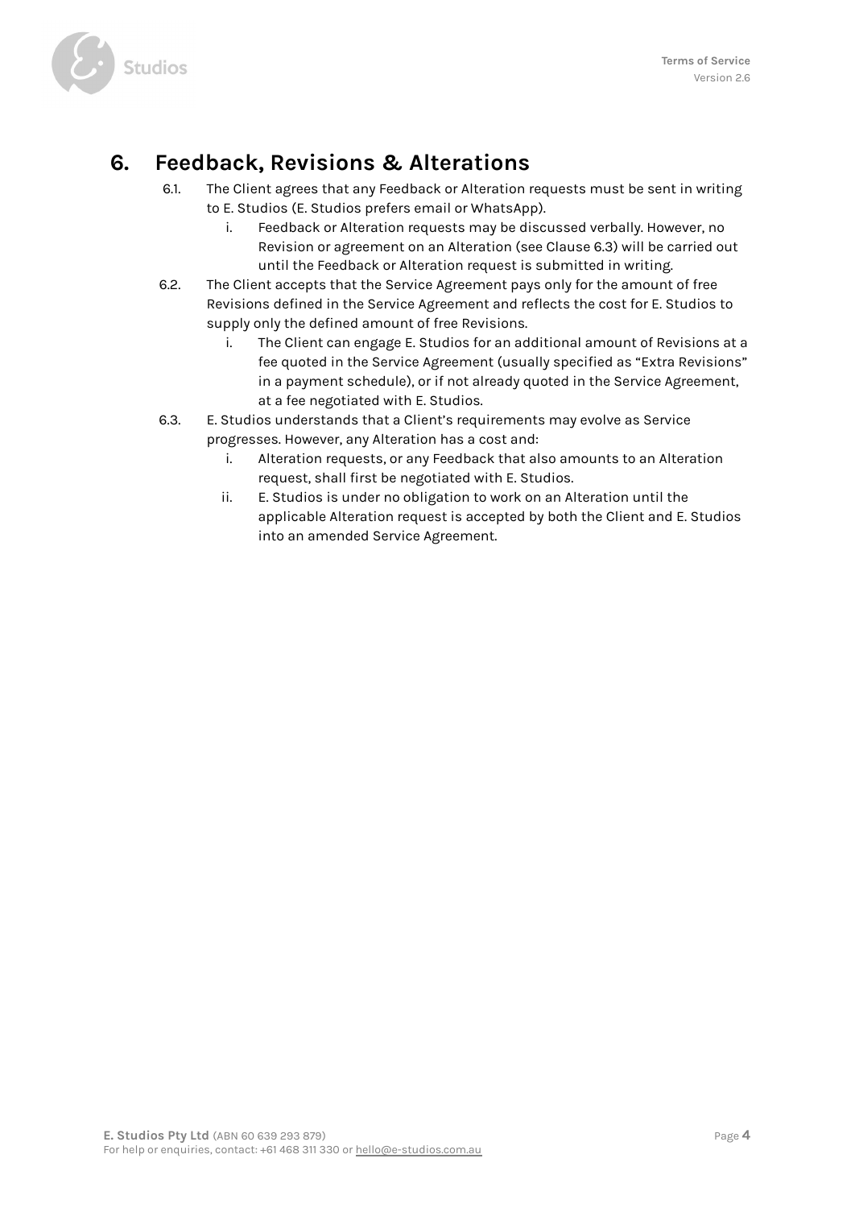# 6. Feedback, Revisions & Alterations

6.1. The Client agrees that any Feedback or Alteration requests must be sent in writing to E. Studios (E. Studios prefers email or WhatsApp).

  i. Feedback or Alteration requests may be discussed verbally. However, no Revision or agreement on an Alteration (see Clause 6.3) will be carried out until the Feedback or Alteration request is submitted in writing.

6.2. The Client accepts that the Service Agreement pays only for the amount of free Revisions defined in the Service Agreement and reflects the cost for E. Studios to supply only the defined amount of free Revisions.

  i. The Client can engage E. Studios for an additional amount of Revisions at a fee quoted in the Service Agreement (usually specified as "Extra Revisions" in a payment schedule), or if not already quoted in the Service Agreement, at a fee negotiated with E. Studios.

6.3. E. Studios understands that a Client's requirements may evolve as Service progresses. However, any Alteration has a cost and:

  i. Alteration requests, or any Feedback that also amounts to an Alteration request, shall first be negotiated with E. Studios.

  ii. E. Studios is under no obligation to work on an Alteration until the applicable Alteration request is accepted by both the Client and E. Studios into an amended Service Agreement.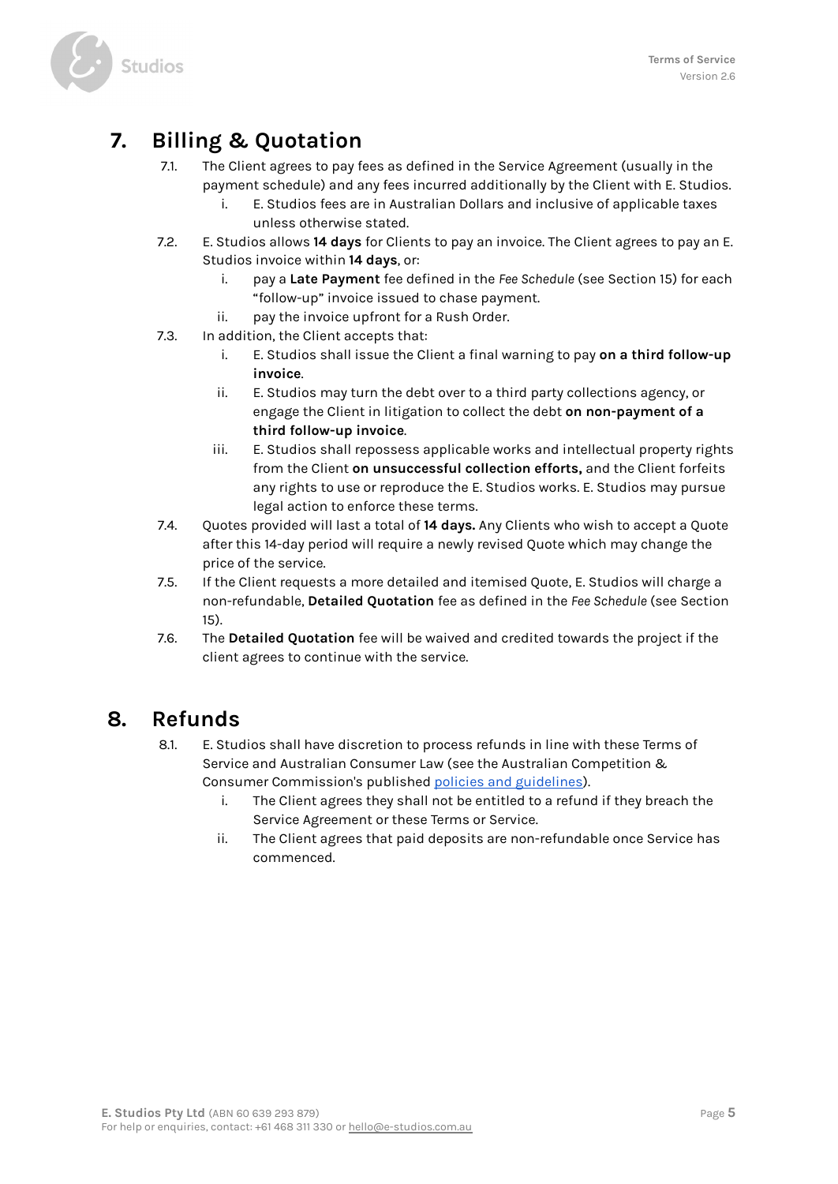## 7. Billing & Quotation

7.1. The Client agrees to pay fees as defined in the Service Agreement (usually in the payment schedule) and any fees incurred additionally by the Client with E. Studios.

   i. E. Studios fees are in Australian Dollars and inclusive of applicable taxes unless otherwise stated.

7.2. E. Studios allows **14 days** for Clients to pay an invoice. The Client agrees to pay an E. Studios invoice within **14 days**, or:

   i. pay a **Late Payment** fee defined in the *Fee Schedule* (see Section 15) for each "follow-up" invoice issued to chase payment.

   ii. pay the invoice upfront for a Rush Order.

7.3. In addition, the Client accepts that:

   i. E. Studios shall issue the Client a final warning to pay **on a third follow-up invoice**.

   ii. E. Studios may turn the debt over to a third party collections agency, or engage the Client in litigation to collect the debt **on non-payment of a third follow-up invoice**.

   iii. E. Studios shall repossess applicable works and intellectual property rights from the Client **on unsuccessful collection efforts,** and the Client forfeits any rights to use or reproduce the E. Studios works. E. Studios may pursue legal action to enforce these terms.

7.4. Quotes provided will last a total of **14 days.** Any Clients who wish to accept a Quote after this 14-day period will require a newly revised Quote which may change the price of the service.

7.5. If the Client requests a more detailed and itemised Quote, E. Studios will charge a non-refundable, **Detailed Quotation** fee as defined in the *Fee Schedule* (see Section 15).

7.6. The **Detailed Quotation** fee will be waived and credited towards the project if the client agrees to continue with the service.

## 8. Refunds

8.1. E. Studios shall have discretion to process refunds in line with these Terms of Service and Australian Consumer Law (see the Australian Competition & Consumer Commission's published policies and guidelines).

   i. The Client agrees they shall not be entitled to a refund if they breach the Service Agreement or these Terms or Service.

   ii. The Client agrees that paid deposits are non-refundable once Service has commenced.

**E. Studios Pty Ltd** (ABN 60 639 293 879)
For help or enquiries, contact: +61 468 311 330 or hello@e-studios.com.au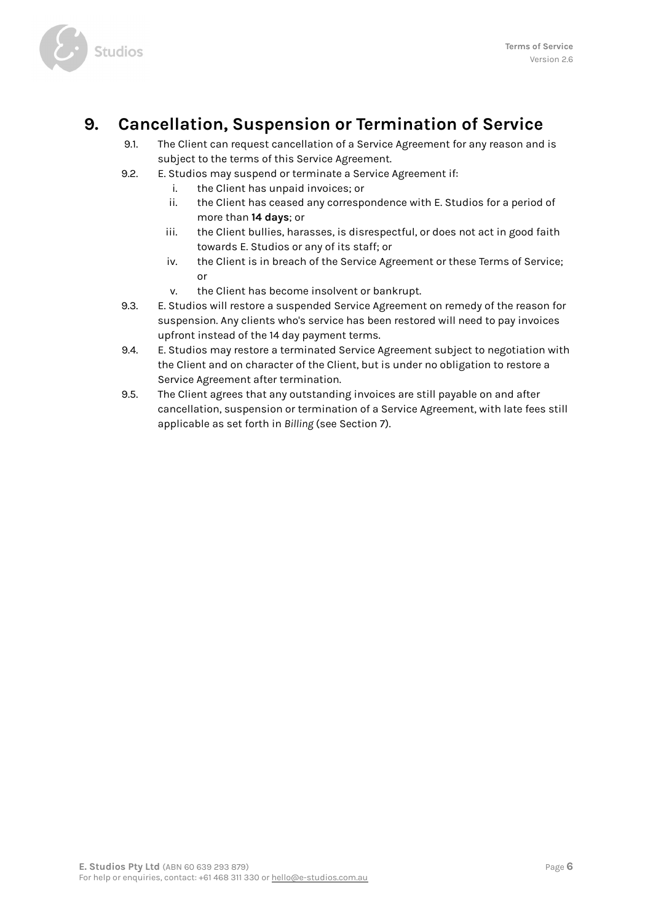## 9. Cancellation, Suspension or Termination of Service

9.1. The Client can request cancellation of a Service Agreement for any reason and is subject to the terms of this Service Agreement.

9.2. E. Studios may suspend or terminate a Service Agreement if:

   i. the Client has unpaid invoices; or
   ii. the Client has ceased any correspondence with E. Studios for a period of more than **14 days**; or
   iii. the Client bullies, harasses, is disrespectful, or does not act in good faith towards E. Studios or any of its staff; or
   iv. the Client is in breach of the Service Agreement or these Terms of Service; or
   v. the Client has become insolvent or bankrupt.

9.3. E. Studios will restore a suspended Service Agreement on remedy of the reason for suspension. Any clients who's service has been restored will need to pay invoices upfront instead of the 14 day payment terms.

9.4. E. Studios may restore a terminated Service Agreement subject to negotiation with the Client and on character of the Client, but is under no obligation to restore a Service Agreement after termination.

9.5. The Client agrees that any outstanding invoices are still payable on and after cancellation, suspension or termination of a Service Agreement, with late fees still applicable as set forth in *Billing* (see Section 7).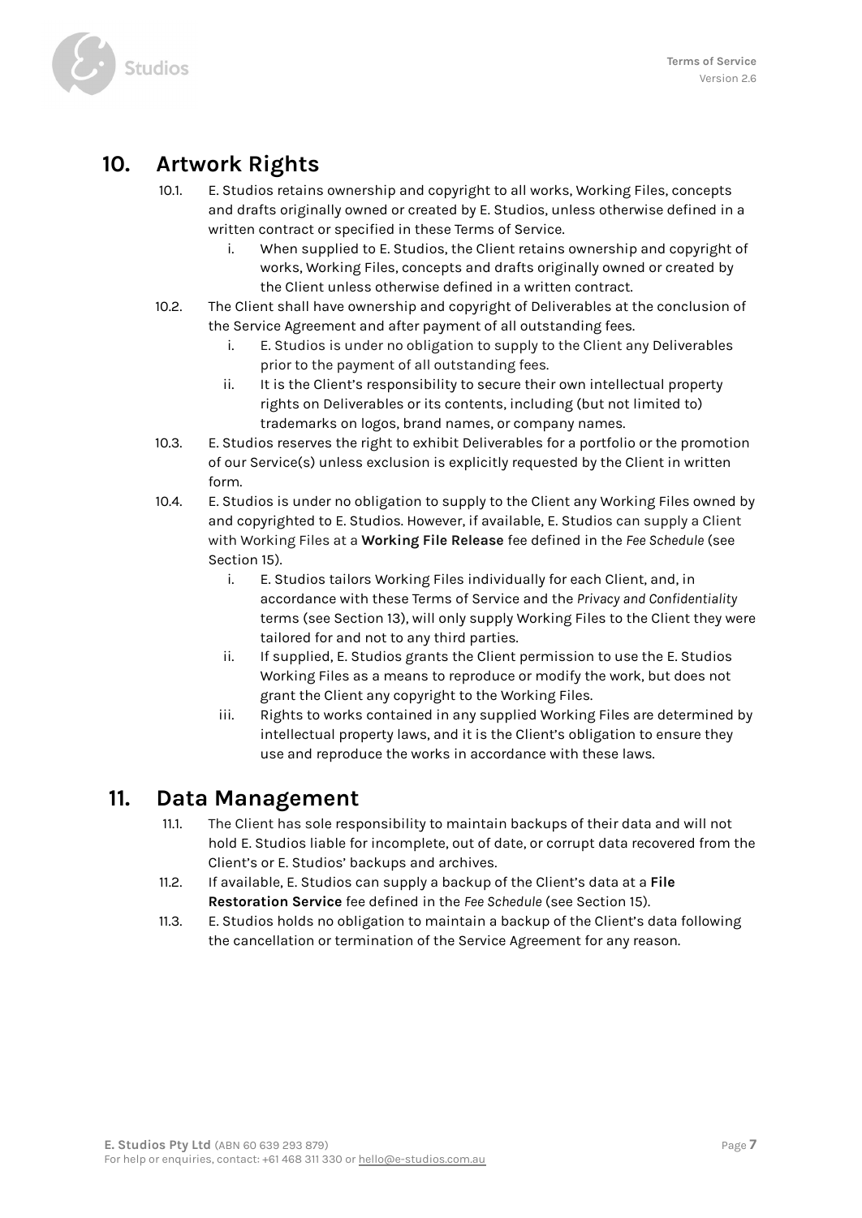## 10. Artwork Rights

10.1. E. Studios retains ownership and copyright to all works, Working Files, concepts and drafts originally owned or created by E. Studios, unless otherwise defined in a written contract or specified in these Terms of Service.

  i. When supplied to E. Studios, the Client retains ownership and copyright of works, Working Files, concepts and drafts originally owned or created by the Client unless otherwise defined in a written contract.

10.2. The Client shall have ownership and copyright of Deliverables at the conclusion of the Service Agreement and after payment of all outstanding fees.

  i. E. Studios is under no obligation to supply to the Client any Deliverables prior to the payment of all outstanding fees.

  ii. It is the Client's responsibility to secure their own intellectual property rights on Deliverables or its contents, including (but not limited to) trademarks on logos, brand names, or company names.

10.3. E. Studios reserves the right to exhibit Deliverables for a portfolio or the promotion of our Service(s) unless exclusion is explicitly requested by the Client in written form.

10.4. E. Studios is under no obligation to supply to the Client any Working Files owned by and copyrighted to E. Studios. However, if available, E. Studios can supply a Client with Working Files at a **Working File Release** fee defined in the *Fee Schedule* (see Section 15).

  i. E. Studios tailors Working Files individually for each Client, and, in accordance with these Terms of Service and the *Privacy and Confidentiality* terms (see Section 13), will only supply Working Files to the Client they were tailored for and not to any third parties.

  ii. If supplied, E. Studios grants the Client permission to use the E. Studios Working Files as a means to reproduce or modify the work, but does not grant the Client any copyright to the Working Files.

  iii. Rights to works contained in any supplied Working Files are determined by intellectual property laws, and it is the Client's obligation to ensure they use and reproduce the works in accordance with these laws.

## 11. Data Management

11.1. The Client has sole responsibility to maintain backups of their data and will not hold E. Studios liable for incomplete, out of date, or corrupt data recovered from the Client's or E. Studios' backups and archives.

11.2. If available, E. Studios can supply a backup of the Client's data at a **File Restoration Service** fee defined in the *Fee Schedule* (see Section 15).

11.3. E. Studios holds no obligation to maintain a backup of the Client's data following the cancellation or termination of the Service Agreement for any reason.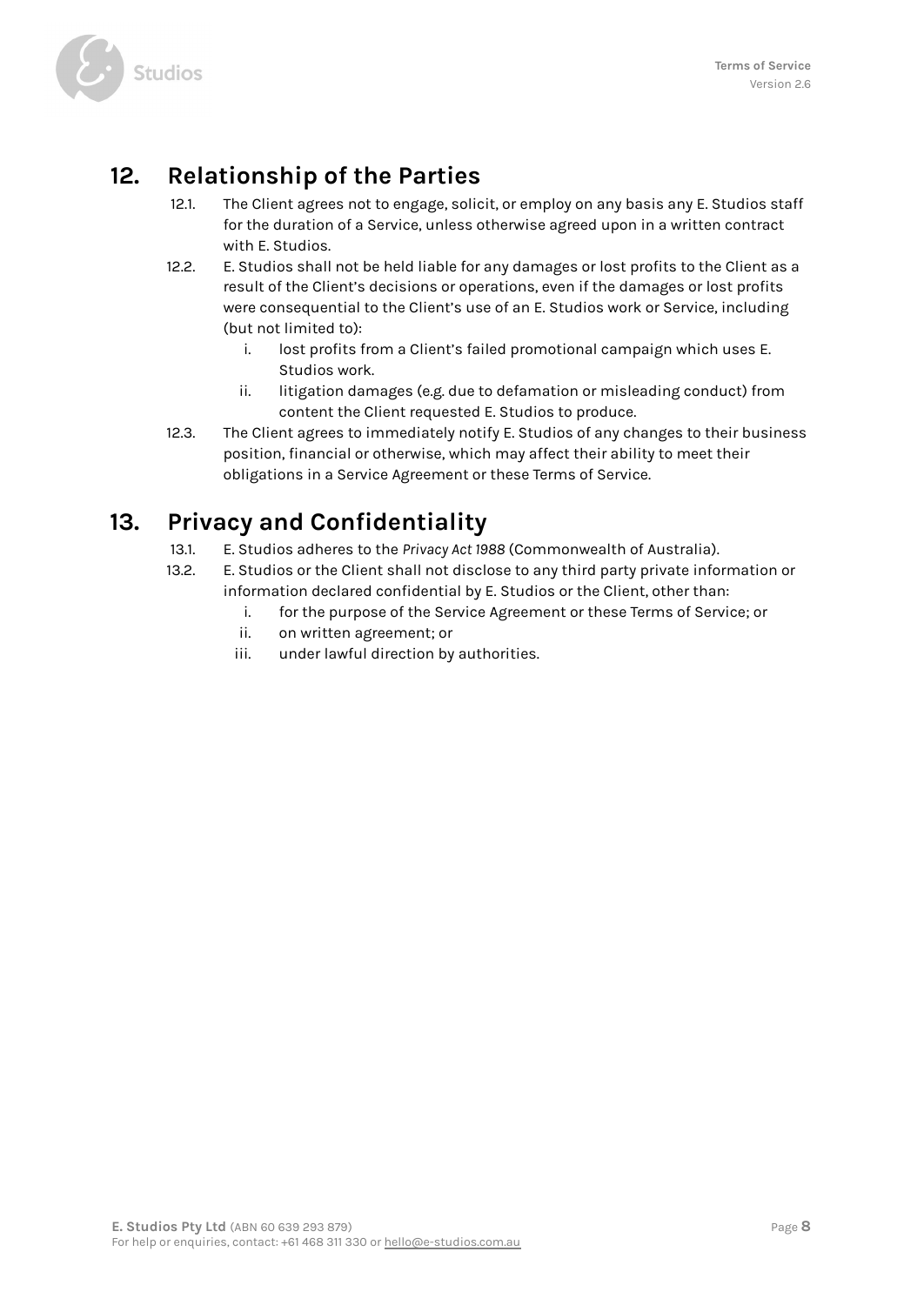## 12. Relationship of the Parties

12.1. The Client agrees not to engage, solicit, or employ on any basis any E. Studios staff for the duration of a Service, unless otherwise agreed upon in a written contract with E. Studios.

12.2. E. Studios shall not be held liable for any damages or lost profits to the Client as a result of the Client's decisions or operations, even if the damages or lost profits were consequential to the Client's use of an E. Studios work or Service, including (but not limited to):

  i. lost profits from a Client's failed promotional campaign which uses E. Studios work.
  ii. litigation damages (e.g. due to defamation or misleading conduct) from content the Client requested E. Studios to produce.

12.3. The Client agrees to immediately notify E. Studios of any changes to their business position, financial or otherwise, which may affect their ability to meet their obligations in a Service Agreement or these Terms of Service.

## 13. Privacy and Confidentiality

13.1. E. Studios adheres to the *Privacy Act 1988* (Commonwealth of Australia).

13.2. E. Studios or the Client shall not disclose to any third party private information or information declared confidential by E. Studios or the Client, other than:

  i. for the purpose of the Service Agreement or these Terms of Service; or
  ii. on written agreement; or
  iii. under lawful direction by authorities.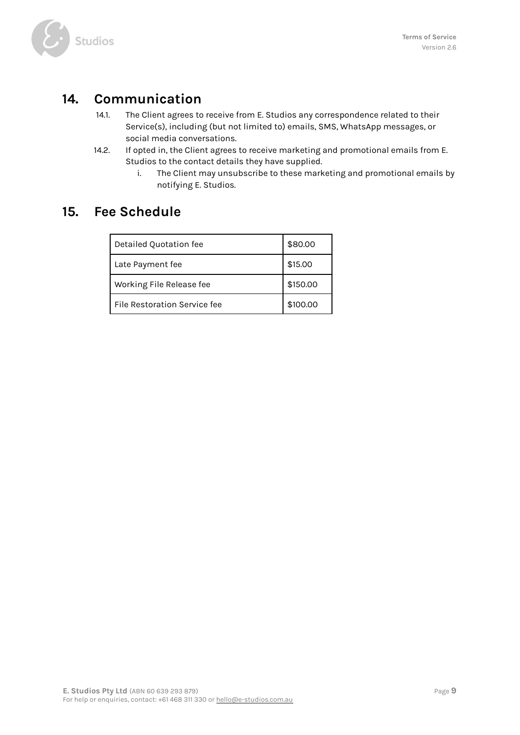## 14. Communication

14.1. The Client agrees to receive from E. Studios any correspondence related to their Service(s), including (but not limited to) emails, SMS, WhatsApp messages, or social media conversations.

14.2. If opted in, the Client agrees to receive marketing and promotional emails from E. Studios to the contact details they have supplied.

   i. The Client may unsubscribe to these marketing and promotional emails by notifying E. Studios.

## 15. Fee Schedule

| | |
|---|---|
| Detailed Quotation fee | $80.00 |
| Late Payment fee | $15.00 |
| Working File Release fee | $150.00 |
| File Restoration Service fee | $100.00 |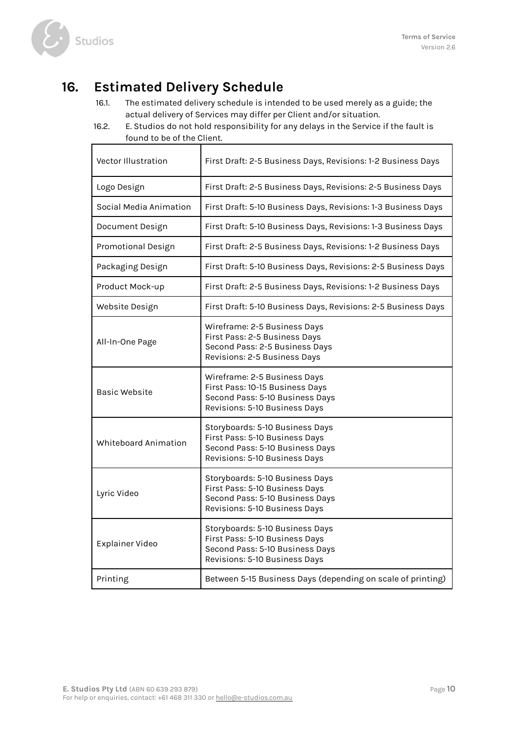## 16. Estimated Delivery Schedule

16.1. The estimated delivery schedule is intended to be used merely as a guide; the actual delivery of Services may differ per Client and/or situation.

16.2. E. Studios do not hold responsibility for any delays in the Service if the fault is found to be of the Client.

| | |
|---|---|
| Vector Illustration | First Draft: 2-5 Business Days, Revisions: 1-2 Business Days |
| Logo Design | First Draft: 2-5 Business Days, Revisions: 2-5 Business Days |
| Social Media Animation | First Draft: 5-10 Business Days, Revisions: 1-3 Business Days |
| Document Design | First Draft: 5-10 Business Days, Revisions: 1-3 Business Days |
| Promotional Design | First Draft: 2-5 Business Days, Revisions: 1-2 Business Days |
| Packaging Design | First Draft: 5-10 Business Days, Revisions: 2-5 Business Days |
| Product Mock-up | First Draft: 2-5 Business Days, Revisions: 1-2 Business Days |
| Website Design | First Draft: 5-10 Business Days, Revisions: 2-5 Business Days |
| All-In-One Page | Wireframe: 2-5 Business Days<br>First Pass: 2-5 Business Days<br>Second Pass: 2-5 Business Days<br>Revisions: 2-5 Business Days |
| Basic Website | Wireframe: 2-5 Business Days<br>First Pass: 10-15 Business Days<br>Second Pass: 5-10 Business Days<br>Revisions: 5-10 Business Days |
| Whiteboard Animation | Storyboards: 5-10 Business Days<br>First Pass: 5-10 Business Days<br>Second Pass: 5-10 Business Days<br>Revisions: 5-10 Business Days |
| Lyric Video | Storyboards: 5-10 Business Days<br>First Pass: 5-10 Business Days<br>Second Pass: 5-10 Business Days<br>Revisions: 5-10 Business Days |
| Explainer Video | Storyboards: 5-10 Business Days<br>First Pass: 5-10 Business Days<br>Second Pass: 5-10 Business Days<br>Revisions: 5-10 Business Days |
| Printing | Between 5-15 Business Days (depending on scale of printing) |